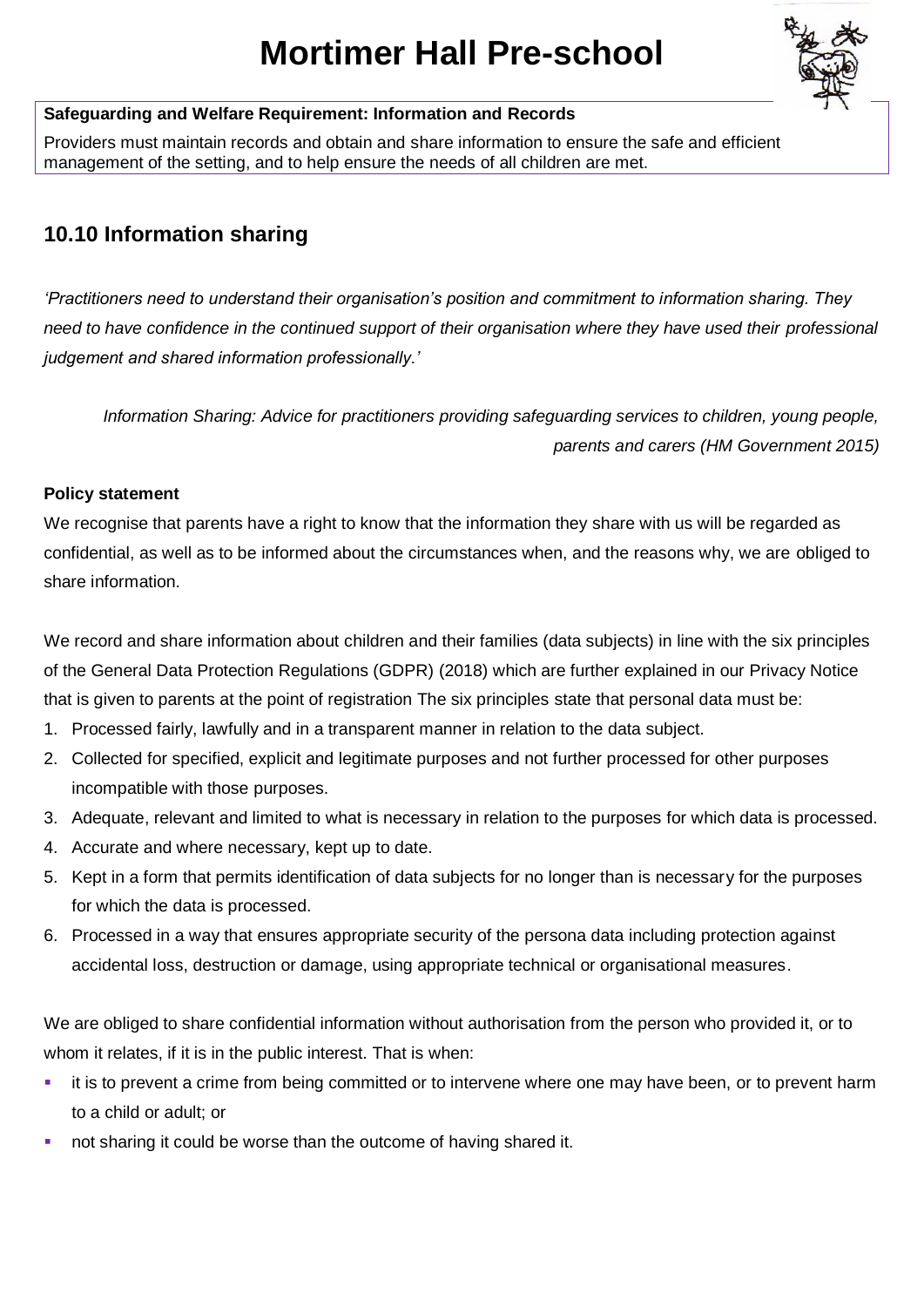# Mortimer Hall Pre-school

**Safeguarding and Welfare Requirement: Information and Records**

Providers must maintain records and obtain and share information to ensure the safe and efficient management of the setting, and to help ensure the needs of all children are met.

## 10.10 Information sharing

*'Practitioners need to understand their organisation's position and commitment to information sharing. They need to have confidence in the continued support of their organisation where they have used their professional judgement and shared information professionally.'*

*Information Sharing: Advice for practitioners providing safeguarding services to children, young people, parents and carers (HM Government 2015)*

**Policy statement**

We recognise that parents have a right to know that the information they share with us will be regarded as confidential, as well as to be informed about the circumstances when, and the reasons why, we are obliged to share information.

We record and share information about children and their families (data subjects) in line with the six principles of the General Data Protection Regulations (GDPR) (2018) which are further explained in our Privacy Notice that is given to parents at the point of registration The six principles state that personal data must be:

1. Processed fairly, lawfully and in a transparent manner in relation to the data subject.
2. Collected for specified, explicit and legitimate purposes and not further processed for other purposes incompatible with those purposes.
3. Adequate, relevant and limited to what is necessary in relation to the purposes for which data is processed.
4. Accurate and where necessary, kept up to date.
5. Kept in a form that permits identification of data subjects for no longer than is necessary for the purposes for which the data is processed.
6. Processed in a way that ensures appropriate security of the persona data including protection against accidental loss, destruction or damage, using appropriate technical or organisational measures.

We are obliged to share confidential information without authorisation from the person who provided it, or to whom it relates, if it is in the public interest. That is when:

- it is to prevent a crime from being committed or to intervene where one may have been, or to prevent harm to a child or adult; or
- not sharing it could be worse than the outcome of having shared it.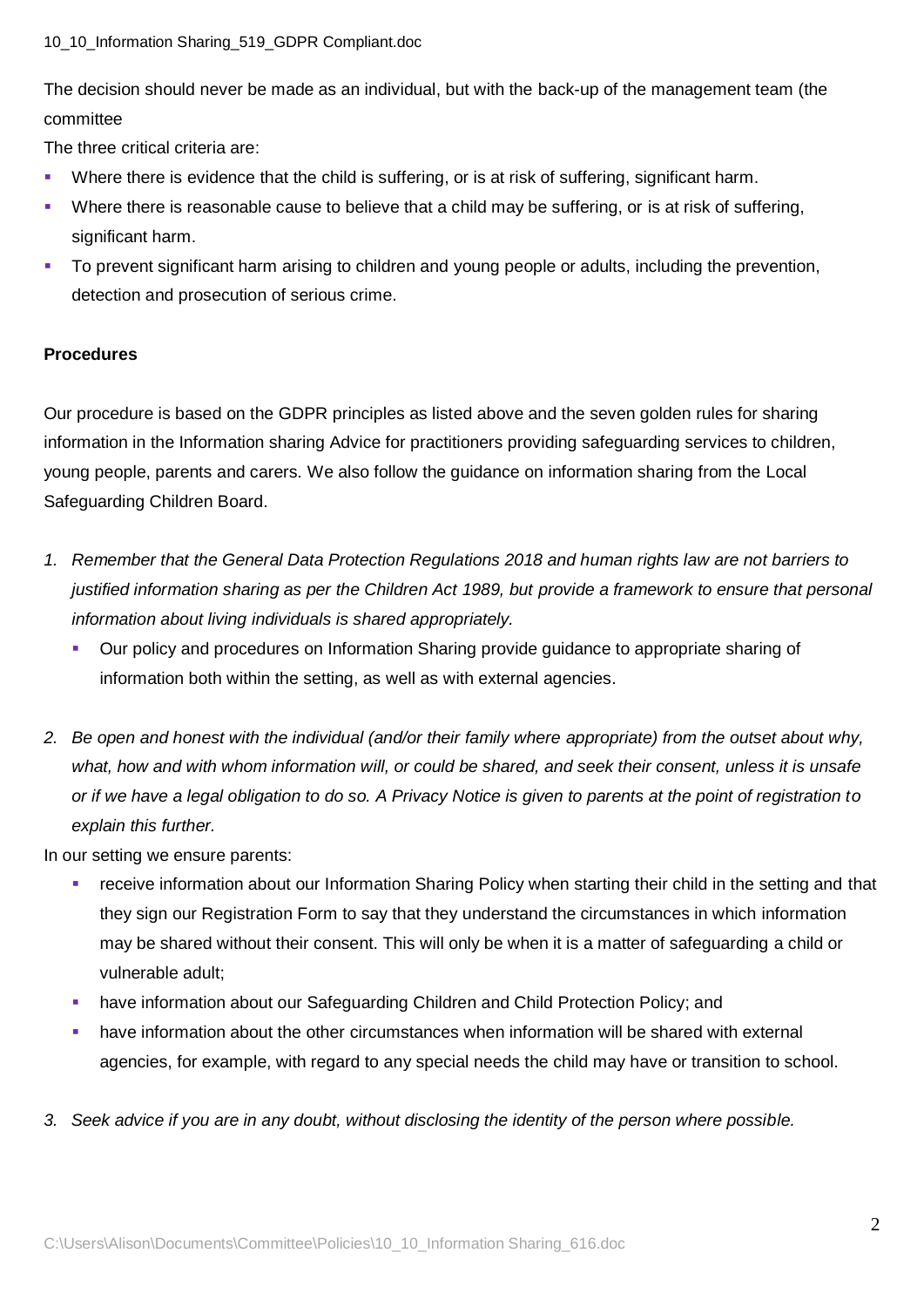The decision should never be made as an individual, but with the back-up of the management team (the committee

The three critical criteria are:

- Where there is evidence that the child is suffering, or is at risk of suffering, significant harm.
- Where there is reasonable cause to believe that a child may be suffering, or is at risk of suffering, significant harm.
- To prevent significant harm arising to children and young people or adults, including the prevention, detection and prosecution of serious crime.

**Procedures**

Our procedure is based on the GDPR principles as listed above and the seven golden rules for sharing information in the Information sharing Advice for practitioners providing safeguarding services to children, young people, parents and carers. We also follow the guidance on information sharing from the Local Safeguarding Children Board.

1. *Remember that the General Data Protection Regulations 2018 and human rights law are not barriers to justified information sharing as per the Children Act 1989, but provide a framework to ensure that personal information about living individuals is shared appropriately.*
    - Our policy and procedures on Information Sharing provide guidance to appropriate sharing of information both within the setting, as well as with external agencies.

2. *Be open and honest with the individual (and/or their family where appropriate) from the outset about why, what, how and with whom information will, or could be shared, and seek their consent, unless it is unsafe or if we have a legal obligation to do so. A Privacy Notice is given to parents at the point of registration to explain this further.*

In our setting we ensure parents:

- receive information about our Information Sharing Policy when starting their child in the setting and that they sign our Registration Form to say that they understand the circumstances in which information may be shared without their consent. This will only be when it is a matter of safeguarding a child or vulnerable adult;
- have information about our Safeguarding Children and Child Protection Policy; and
- have information about the other circumstances when information will be shared with external agencies, for example, with regard to any special needs the child may have or transition to school.

3. *Seek advice if you are in any doubt, without disclosing the identity of the person where possible.*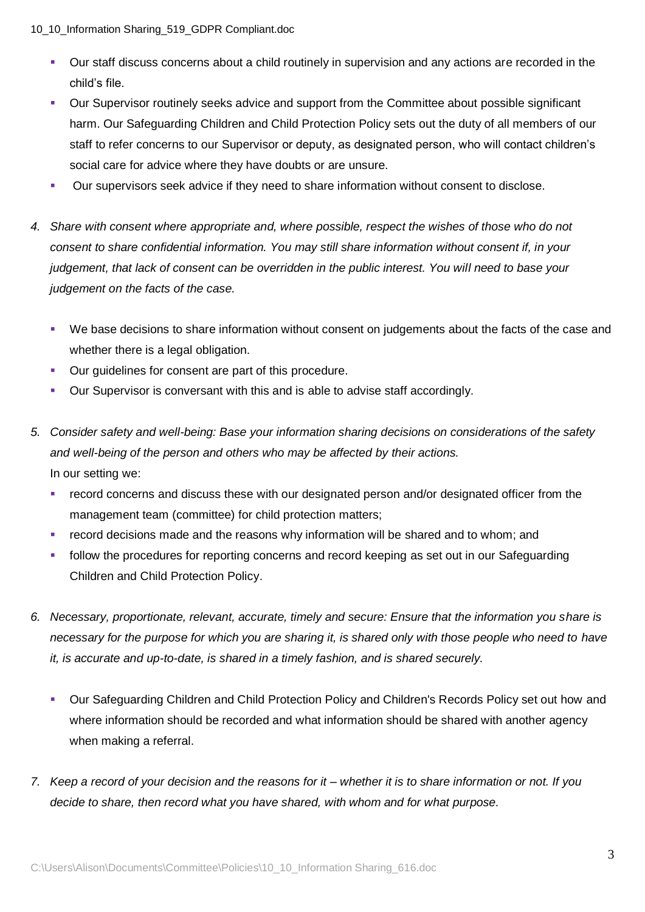- Our staff discuss concerns about a child routinely in supervision and any actions are recorded in the child's file.
- Our Supervisor routinely seeks advice and support from the Committee about possible significant harm. Our Safeguarding Children and Child Protection Policy sets out the duty of all members of our staff to refer concerns to our Supervisor or deputy, as designated person, who will contact children's social care for advice where they have doubts or are unsure.
- Our supervisors seek advice if they need to share information without consent to disclose.

4. *Share with consent where appropriate and, where possible, respect the wishes of those who do not consent to share confidential information. You may still share information without consent if, in your judgement, that lack of consent can be overridden in the public interest. You will need to base your judgement on the facts of the case.*

   - We base decisions to share information without consent on judgements about the facts of the case and whether there is a legal obligation.
   - Our guidelines for consent are part of this procedure.
   - Our Supervisor is conversant with this and is able to advise staff accordingly.

5. *Consider safety and well-being: Base your information sharing decisions on considerations of the safety and well-being of the person and others who may be affected by their actions.*

   In our setting we:

   - record concerns and discuss these with our designated person and/or designated officer from the management team (committee) for child protection matters;
   - record decisions made and the reasons why information will be shared and to whom; and
   - follow the procedures for reporting concerns and record keeping as set out in our Safeguarding Children and Child Protection Policy.

6. *Necessary, proportionate, relevant, accurate, timely and secure: Ensure that the information you share is necessary for the purpose for which you are sharing it, is shared only with those people who need to have it, is accurate and up-to-date, is shared in a timely fashion, and is shared securely.*

   - Our Safeguarding Children and Child Protection Policy and Children's Records Policy set out how and where information should be recorded and what information should be shared with another agency when making a referral.

7. *Keep a record of your decision and the reasons for it – whether it is to share information or not. If you decide to share, then record what you have shared, with whom and for what purpose.*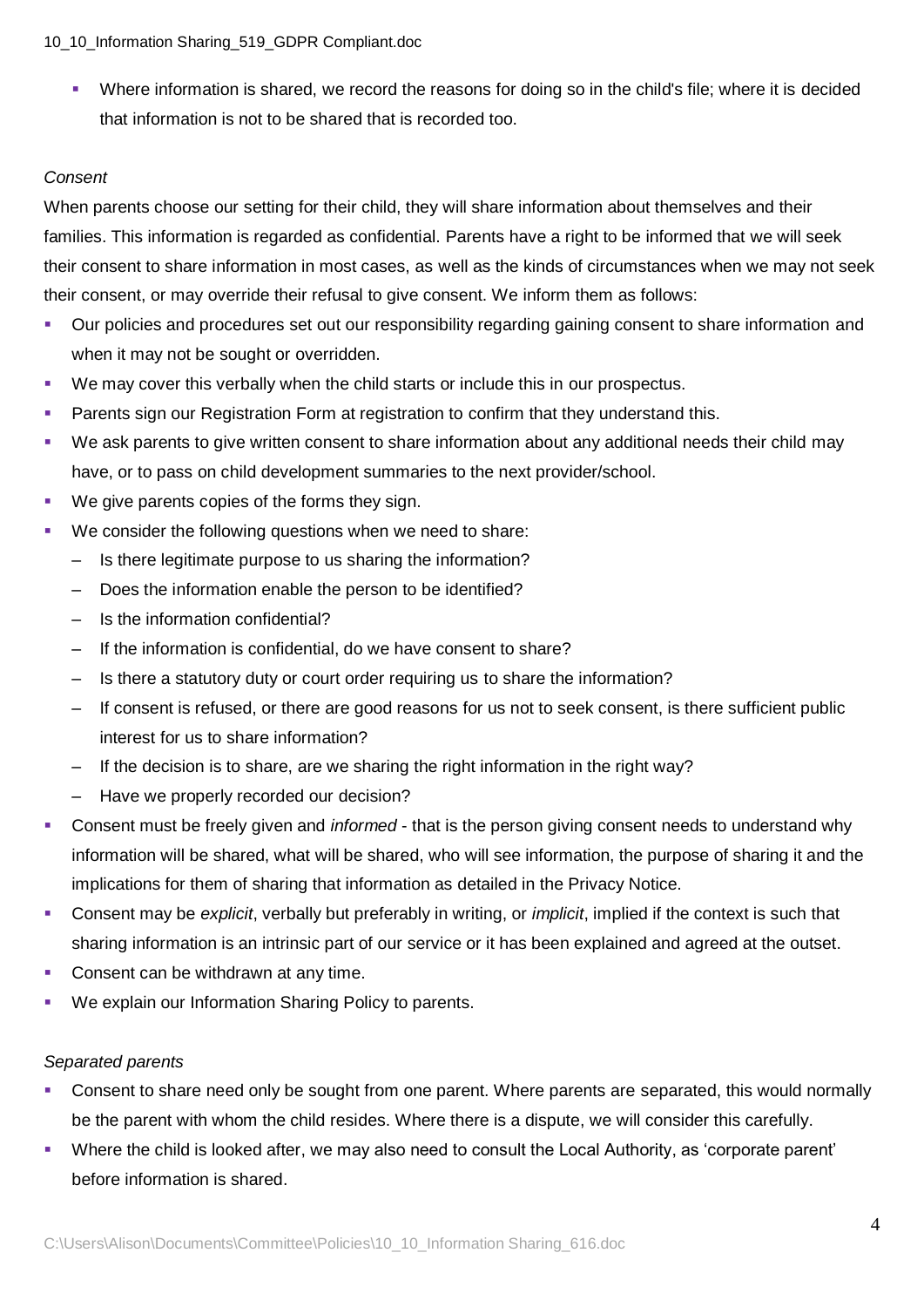- Where information is shared, we record the reasons for doing so in the child's file; where it is decided that information is not to be shared that is recorded too.

*Consent*

When parents choose our setting for their child, they will share information about themselves and their families. This information is regarded as confidential. Parents have a right to be informed that we will seek their consent to share information in most cases, as well as the kinds of circumstances when we may not seek their consent, or may override their refusal to give consent. We inform them as follows:

- Our policies and procedures set out our responsibility regarding gaining consent to share information and when it may not be sought or overridden.
- We may cover this verbally when the child starts or include this in our prospectus.
- Parents sign our Registration Form at registration to confirm that they understand this.
- We ask parents to give written consent to share information about any additional needs their child may have, or to pass on child development summaries to the next provider/school.
- We give parents copies of the forms they sign.
- We consider the following questions when we need to share:
  - Is there legitimate purpose to us sharing the information?
  - Does the information enable the person to be identified?
  - Is the information confidential?
  - If the information is confidential, do we have consent to share?
  - Is there a statutory duty or court order requiring us to share the information?
  - If consent is refused, or there are good reasons for us not to seek consent, is there sufficient public interest for us to share information?
  - If the decision is to share, are we sharing the right information in the right way?
  - Have we properly recorded our decision?
- Consent must be freely given and *informed* - that is the person giving consent needs to understand why information will be shared, what will be shared, who will see information, the purpose of sharing it and the implications for them of sharing that information as detailed in the Privacy Notice.
- Consent may be *explicit*, verbally but preferably in writing, or *implicit*, implied if the context is such that sharing information is an intrinsic part of our service or it has been explained and agreed at the outset.
- Consent can be withdrawn at any time.
- We explain our Information Sharing Policy to parents.

*Separated parents*

- Consent to share need only be sought from one parent. Where parents are separated, this would normally be the parent with whom the child resides. Where there is a dispute, we will consider this carefully.
- Where the child is looked after, we may also need to consult the Local Authority, as 'corporate parent' before information is shared.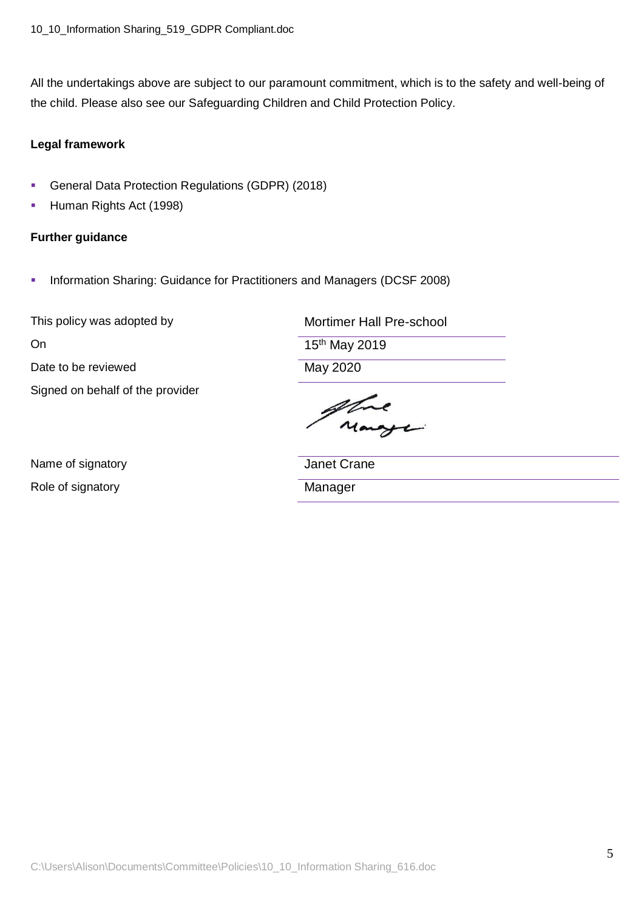All the undertakings above are subject to our paramount commitment, which is to the safety and well-being of the child. Please also see our Safeguarding Children and Child Protection Policy.

**Legal framework**

- General Data Protection Regulations (GDPR) (2018)
- Human Rights Act (1998)

**Further guidance**

- Information Sharing: Guidance for Practitioners and Managers (DCSF 2008)

| | |
|---|---|
| This policy was adopted by | Mortimer Hall Pre-school |
| On | 15th May 2019 |
| Date to be reviewed | May 2020 |
| Signed on behalf of the provider | |
| Name of signatory | Janet Crane |
| Role of signatory | Manager |